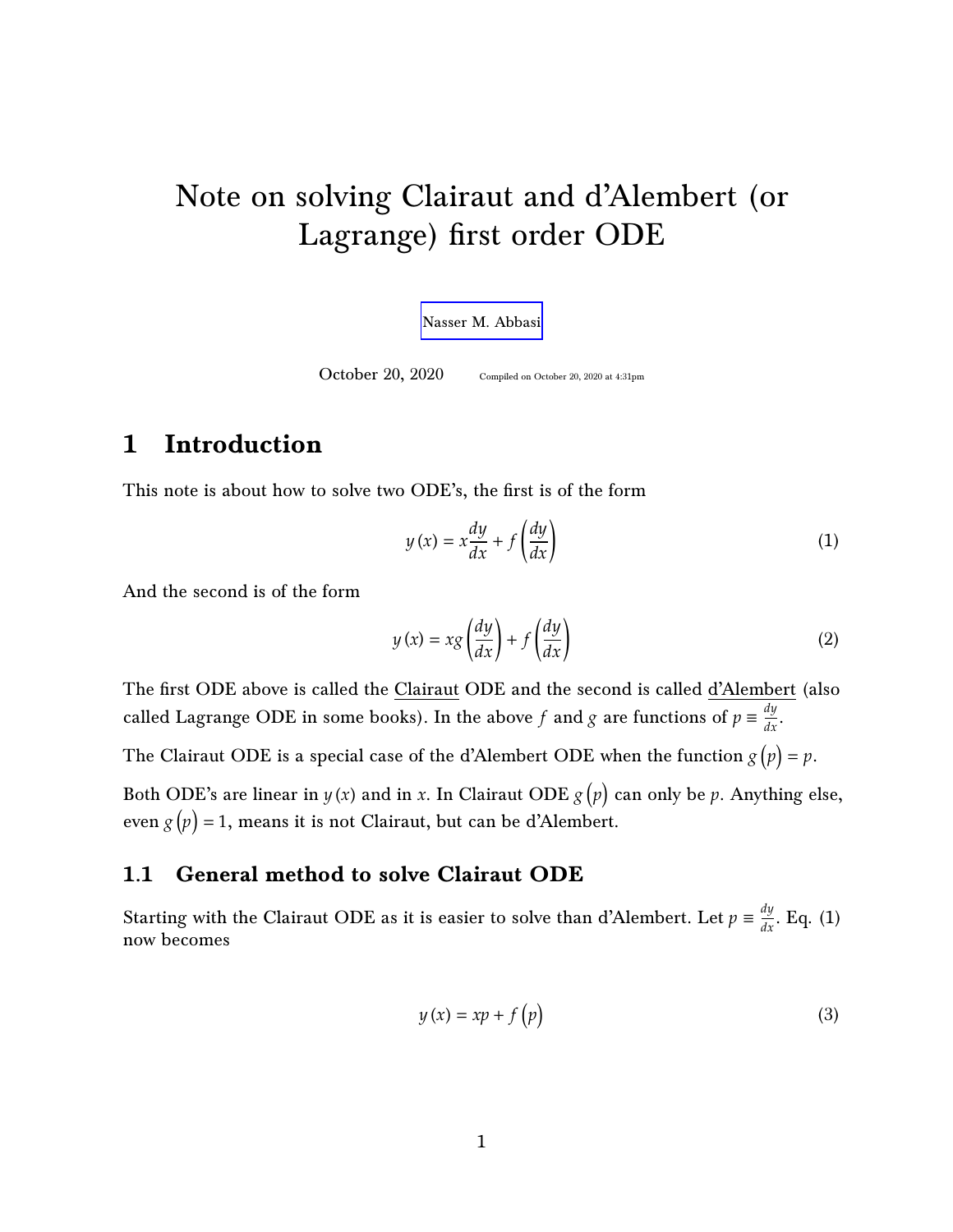# Note on solving Clairaut and d'Alembert (or Lagrange) first order ODE

Nasser M. Abbasi

October 20, 2020 Compiled on October 20, 2020 at 4:31pm

## 1 Introduction

This note is about how to solve two ODE's, the first is of the form

$$y(x) = x\frac{dy}{dx} + f\left(\frac{dy}{dx}\right) \tag{1}$$

And the second is of the form

$$y(x) = xg\left(\frac{dy}{dx}\right) + f\left(\frac{dy}{dx}\right) \tag{2}$$

The first ODE above is called the Clairaut ODE and the second is called d'Alembert (also called Lagrange ODE in some books). In the above $f$ and $g$ are functions of $p \equiv \frac{dy}{dx}$.

The Clairaut ODE is a special case of the d'Alembert ODE when the function $g(p) = p$.

Both ODE's are linear in $y(x)$ and in $x$. In Clairaut ODE $g(p)$ can only be $p$. Anything else, even $g(p) = 1$, means it is not Clairaut, but can be d'Alembert.

### 1.1 General method to solve Clairaut ODE

Starting with the Clairaut ODE as it is easier to solve than d'Alembert. Let $p \equiv \frac{dy}{dx}$. Eq. (1) now becomes

$$y(x) = xp + f(p) \tag{3}$$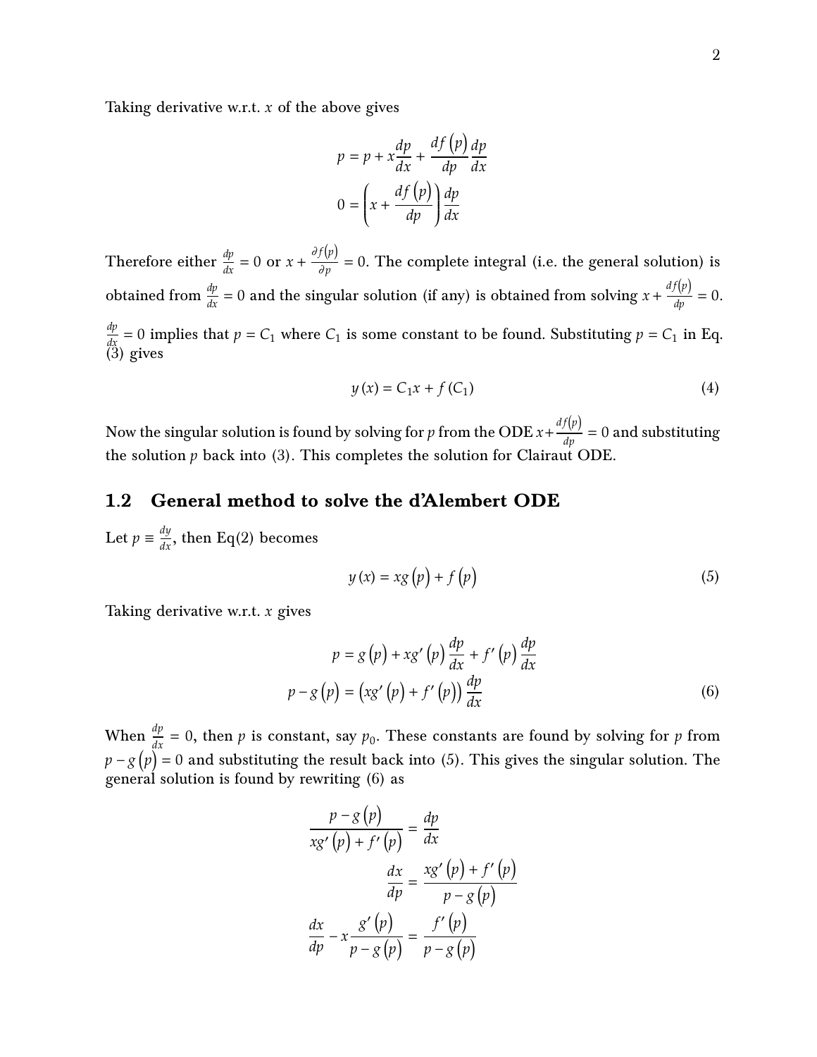Taking derivative w.r.t. $x$ of the above gives

$$
\begin{aligned}
p &= p + x\frac{dp}{dx} + \frac{df(p)}{dp}\frac{dp}{dx} \\
0 &= \left(x + \frac{df(p)}{dp}\right)\frac{dp}{dx}
\end{aligned}
$$

Therefore either $\frac{dp}{dx} = 0$ or $x + \frac{\partial f(p)}{\partial p} = 0$. The complete integral (i.e. the general solution) is obtained from $\frac{dp}{dx} = 0$ and the singular solution (if any) is obtained from solving $x + \frac{df(p)}{dp} = 0$. $\frac{dp}{dx} = 0$ implies that $p = C_1$ where $C_1$ is some constant to be found. Substituting $p = C_1$ in Eq. (3) gives

$$
y(x) = C_1 x + f(C_1) \tag{4}
$$

Now the singular solution is found by solving for $p$ from the ODE $x + \frac{df(p)}{dp} = 0$ and substituting the solution $p$ back into (3). This completes the solution for Clairaut ODE.

## 1.2 General method to solve the d'Alembert ODE

Let $p \equiv \frac{dy}{dx}$, then Eq(2) becomes

$$
y(x) = xg(p) + f(p) \tag{5}
$$

Taking derivative w.r.t. $x$ gives

$$
\begin{aligned}
p &= g(p) + xg'(p)\frac{dp}{dx} + f'(p)\frac{dp}{dx} \\
p - g(p) &= \left(xg'(p) + f'(p)\right)\frac{dp}{dx} 
\end{aligned}
\tag{6}
$$

When $\frac{dp}{dx} = 0$, then $p$ is constant, say $p_0$. These constants are found by solving for $p$ from $p - g(p) = 0$ and substituting the result back into (5). This gives the singular solution. The general solution is found by rewriting (6) as

$$
\begin{aligned}
\frac{p - g(p)}{xg'(p) + f'(p)} &= \frac{dp}{dx} \\
\frac{dx}{dp} &= \frac{xg'(p) + f'(p)}{p - g(p)} \\
\frac{dx}{dp} - x\frac{g'(p)}{p - g(p)} &= \frac{f'(p)}{p - g(p)}
\end{aligned}
$$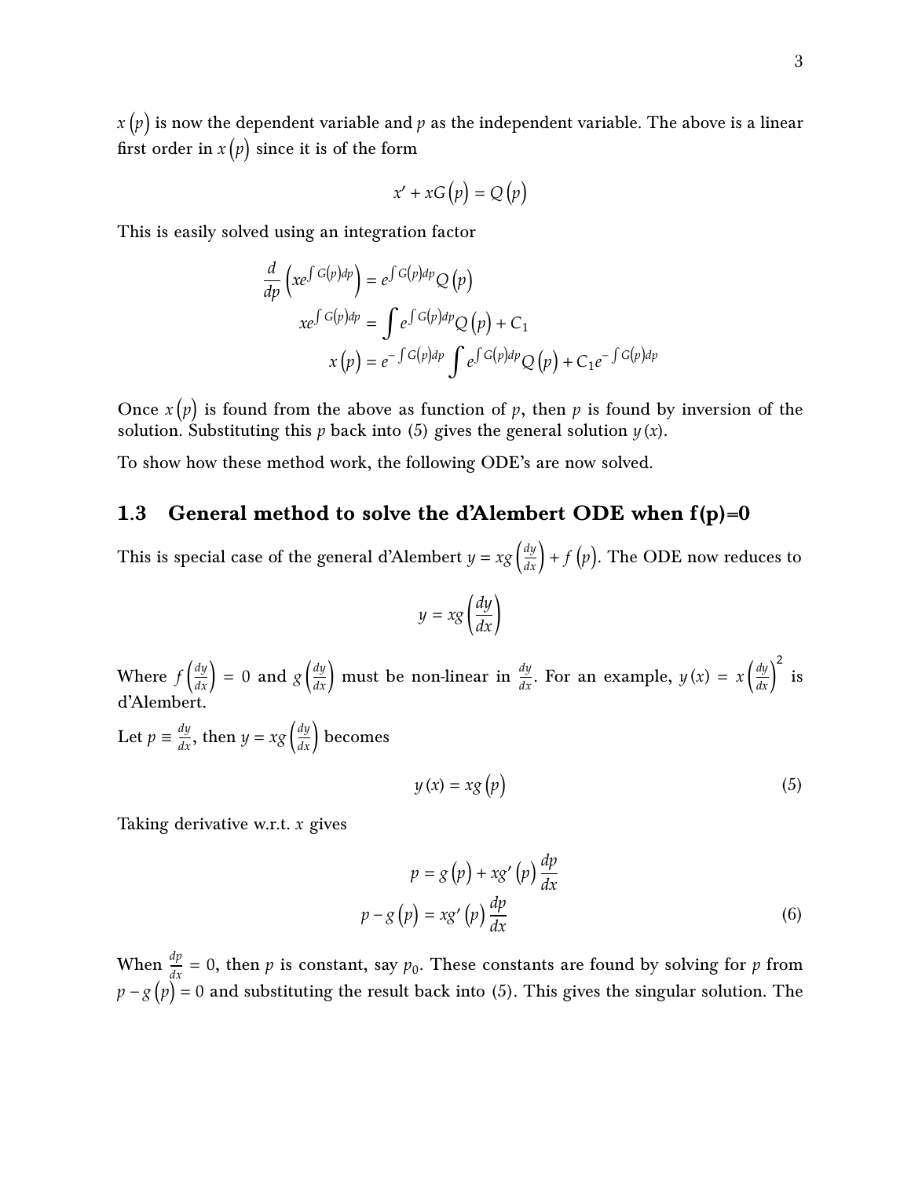$x(p)$ is now the dependent variable and $p$ as the independent variable. The above is a linear first order in $x(p)$ since it is of the form

$$x' + xG(p) = Q(p)$$

This is easily solved using an integration factor

$$\begin{aligned}
\frac{d}{dp}\left(xe^{\int G(p)dp}\right) &= e^{\int G(p)dp}Q(p) \\
xe^{\int G(p)dp} &= \int e^{\int G(p)dp}Q(p) + C_1 \\
x(p) &= e^{-\int G(p)dp}\int e^{\int G(p)dp}Q(p) + C_1 e^{-\int G(p)dp}
\end{aligned}$$

Once $x(p)$ is found from the above as function of $p$, then $p$ is found by inversion of the solution. Substituting this $p$ back into (5) gives the general solution $y(x)$.

To show how these method work, the following ODE's are now solved.

## 1.3 General method to solve the d'Alembert ODE when f(p)=0

This is special case of the general d'Alembert $y = xg\left(\frac{dy}{dx}\right) + f(p)$. The ODE now reduces to

$$y = xg\left(\frac{dy}{dx}\right)$$

Where $f\left(\frac{dy}{dx}\right) = 0$ and $g\left(\frac{dy}{dx}\right)$ must be non-linear in $\frac{dy}{dx}$. For an example, $y(x) = x\left(\frac{dy}{dx}\right)^2$ is d'Alembert.

Let $p \equiv \frac{dy}{dx}$, then $y = xg\left(\frac{dy}{dx}\right)$ becomes

$$y(x) = xg(p) \tag{5}$$

Taking derivative w.r.t. $x$ gives

$$\begin{aligned}
p &= g(p) + xg'(p)\frac{dp}{dx} \\
p - g(p) &= xg'(p)\frac{dp}{dx}
\end{aligned} \tag{6}$$

When $\frac{dp}{dx} = 0$, then $p$ is constant, say $p_0$. These constants are found by solving for $p$ from $p - g(p) = 0$ and substituting the result back into (5). This gives the singular solution. The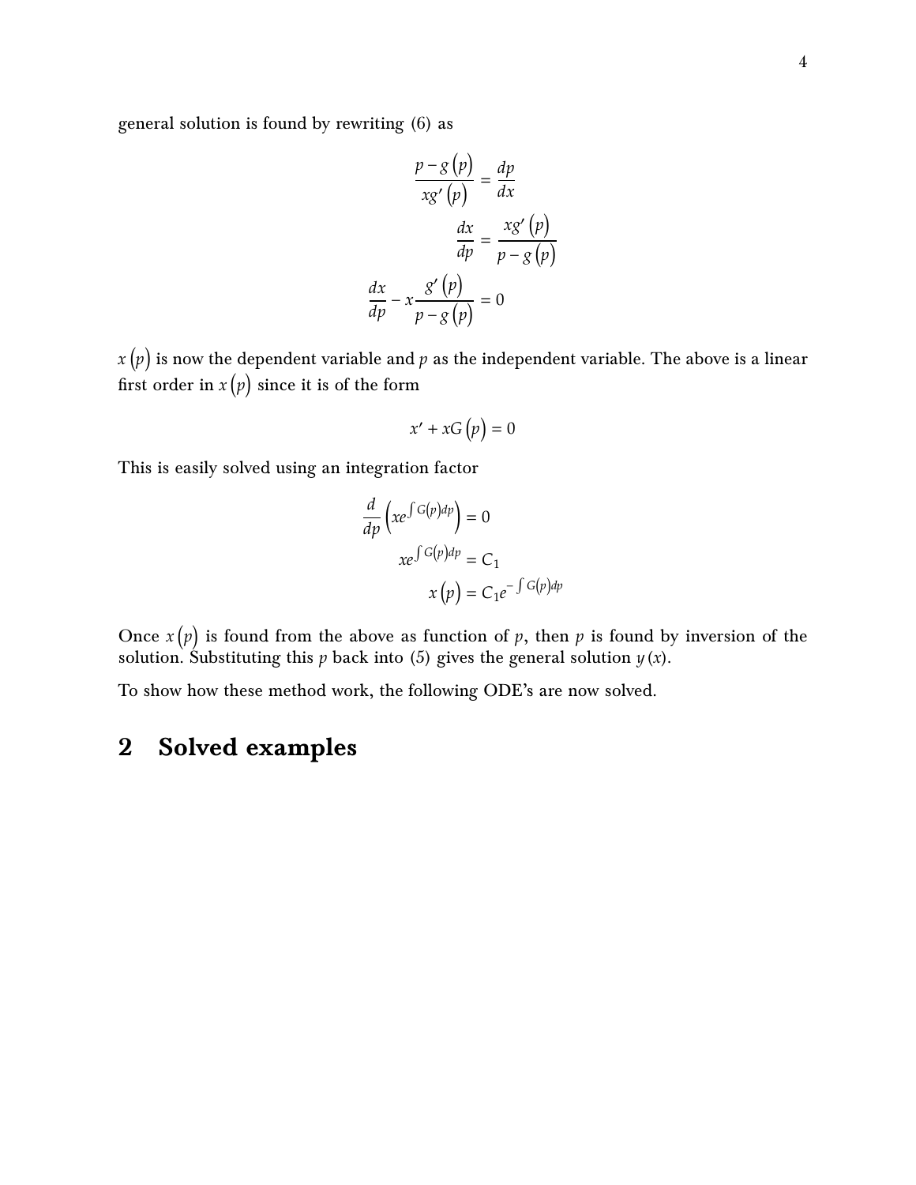general solution is found by rewriting (6) as

$$
\begin{aligned}
\frac{p-g(p)}{xg'(p)} &= \frac{dp}{dx} \\
\frac{dx}{dp} &= \frac{xg'(p)}{p-g(p)} \\
\frac{dx}{dp} - x\frac{g'(p)}{p-g(p)} &= 0
\end{aligned}
$$

$x(p)$ is now the dependent variable and $p$ as the independent variable. The above is a linear first order in $x(p)$ since it is of the form

$$
x' + xG(p) = 0
$$

This is easily solved using an integration factor

$$
\begin{aligned}
\frac{d}{dp}\left(xe^{\int G(p)dp}\right) &= 0 \\
xe^{\int G(p)dp} &= C_1 \\
x(p) &= C_1 e^{-\int G(p)dp}
\end{aligned}
$$

Once $x(p)$ is found from the above as function of $p$, then $p$ is found by inversion of the solution. Substituting this $p$ back into (5) gives the general solution $y(x)$.

To show how these method work, the following ODE's are now solved.

## 2 Solved examples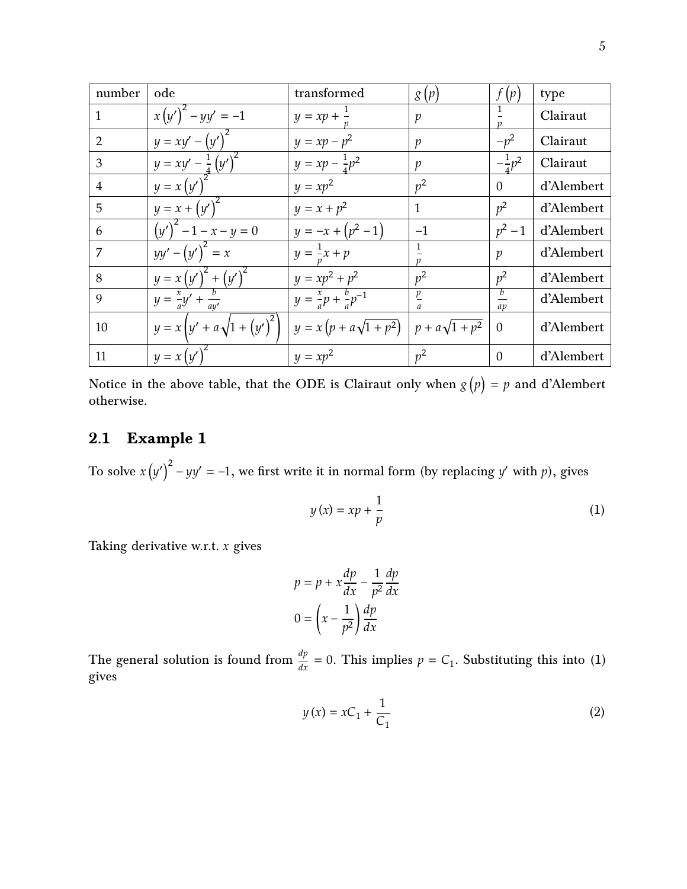| number | ode | transformed | $g(p)$ | $f(p)$ | type |
|---|---|---|---|---|---|
| 1 | $x(y')^2 - yy' = -1$ | $y = xp + \frac{1}{p}$ | $p$ | $\frac{1}{p}$ | Clairaut |
| 2 | $y = xy' - (y')^2$ | $y = xp - p^2$ | $p$ | $-p^2$ | Clairaut |
| 3 | $y = xy' - \frac{1}{4}(y')^2$ | $y = xp - \frac{1}{4}p^2$ | $p$ | $-\frac{1}{4}p^2$ | Clairaut |
| 4 | $y = x(y')^2$ | $y = xp^2$ | $p^2$ | $0$ | d'Alembert |
| 5 | $y = x + (y')^2$ | $y = x + p^2$ | $1$ | $p^2$ | d'Alembert |
| 6 | $(y')^2 - 1 - x - y = 0$ | $y = -x + (p^2 - 1)$ | $-1$ | $p^2 - 1$ | d'Alembert |
| 7 | $yy' - (y')^2 = x$ | $y = \frac{1}{p}x + p$ | $\frac{1}{p}$ | $p$ | d'Alembert |
| 8 | $y = x(y')^2 + (y')^2$ | $y = xp^2 + p^2$ | $p^2$ | $p^2$ | d'Alembert |
| 9 | $y = \frac{x}{a}y' + \frac{b}{ay'}$ | $y = \frac{x}{a}p + \frac{b}{a}p^{-1}$ | $\frac{p}{a}$ | $\frac{b}{ap}$ | d'Alembert |
| 10 | $y = x\left(y' + a\sqrt{1 + (y')^2}\right)$ | $y = x\left(p + a\sqrt{1 + p^2}\right)$ | $p + a\sqrt{1 + p^2}$ | $0$ | d'Alembert |
| 11 | $y = x(y')^2$ | $y = xp^2$ | $p^2$ | $0$ | d'Alembert |

Notice in the above table, that the ODE is Clairaut only when $g(p) = p$ and d'Alembert otherwise.

## 2.1 Example 1

To solve $x(y')^2 - yy' = -1$, we first write it in normal form (by replacing $y'$ with $p$), gives

$$y(x) = xp + \frac{1}{p} \tag{1}$$

Taking derivative w.r.t. $x$ gives

$$p = p + x\frac{dp}{dx} - \frac{1}{p^2}\frac{dp}{dx}$$
$$0 = \left(x - \frac{1}{p^2}\right)\frac{dp}{dx}$$

The general solution is found from $\frac{dp}{dx} = 0$. This implies $p = C_1$. Substituting this into (1) gives

$$y(x) = xC_1 + \frac{1}{C_1} \tag{2}$$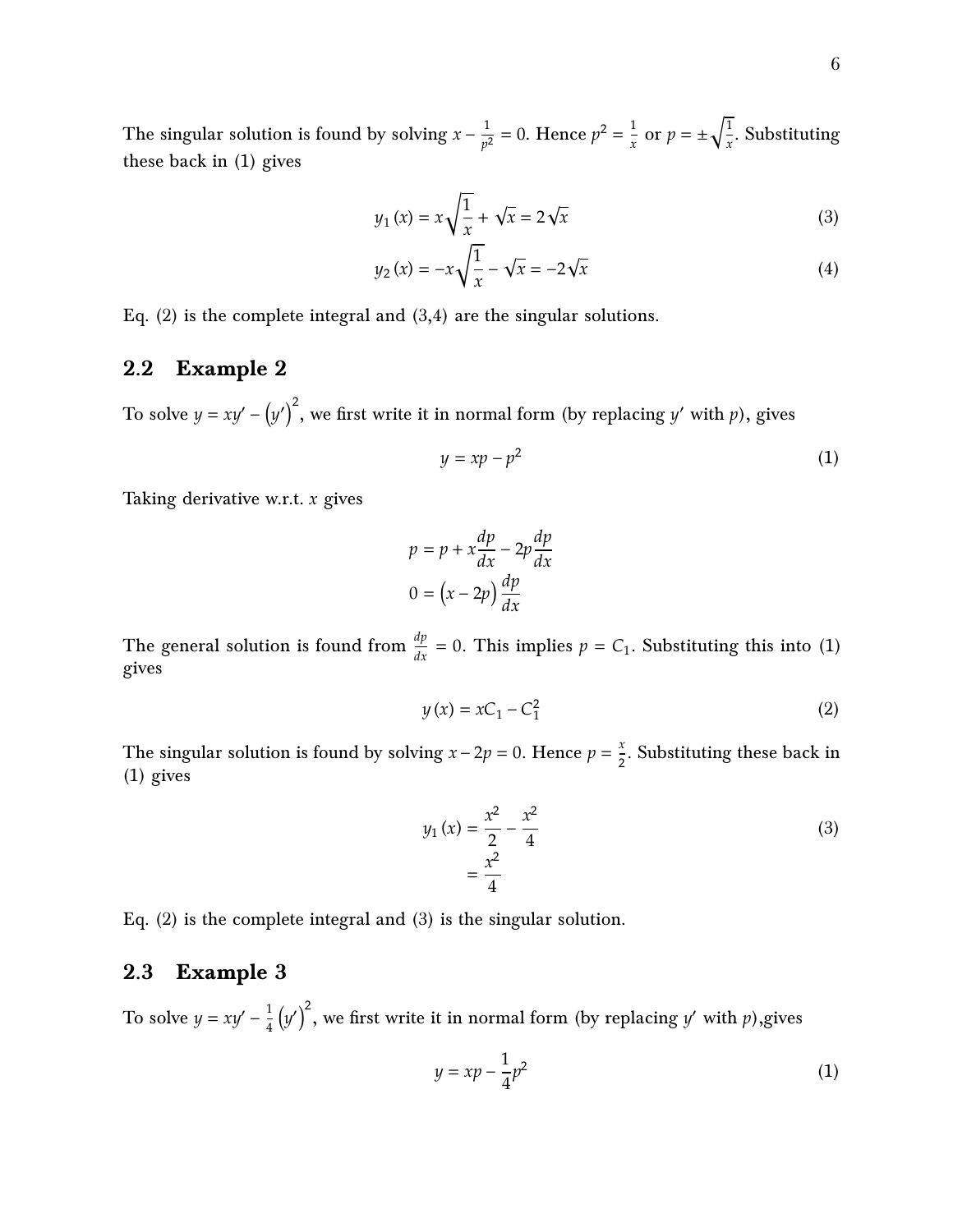The singular solution is found by solving $x - \frac{1}{p^2} = 0$. Hence $p^2 = \frac{1}{x}$ or $p = \pm\sqrt{\frac{1}{x}}$. Substituting these back in (1) gives

$$y_1(x) = x\sqrt{\frac{1}{x}} + \sqrt{x} = 2\sqrt{x} \tag{3}$$

$$y_2(x) = -x\sqrt{\frac{1}{x}} - \sqrt{x} = -2\sqrt{x} \tag{4}$$

Eq. (2) is the complete integral and (3,4) are the singular solutions.

## 2.2 Example 2

To solve $y = xy' - (y')^2$, we first write it in normal form (by replacing $y'$ with $p$), gives

$$y = xp - p^2 \tag{1}$$

Taking derivative w.r.t. $x$ gives

$$\begin{aligned} p &= p + x\frac{dp}{dx} - 2p\frac{dp}{dx} \\ 0 &= (x - 2p)\frac{dp}{dx} \end{aligned}$$

The general solution is found from $\frac{dp}{dx} = 0$. This implies $p = C_1$. Substituting this into (1) gives

$$y(x) = xC_1 - C_1^2 \tag{2}$$

The singular solution is found by solving $x - 2p = 0$. Hence $p = \frac{x}{2}$. Substituting these back in (1) gives

$$\begin{aligned} y_1(x) &= \frac{x^2}{2} - \frac{x^2}{4} \\ &= \frac{x^2}{4} \end{aligned} \tag{3}$$

Eq. (2) is the complete integral and (3) is the singular solution.

## 2.3 Example 3

To solve $y = xy' - \frac{1}{4}(y')^2$, we first write it in normal form (by replacing $y'$ with $p$),gives

$$y = xp - \frac{1}{4}p^2 \tag{1}$$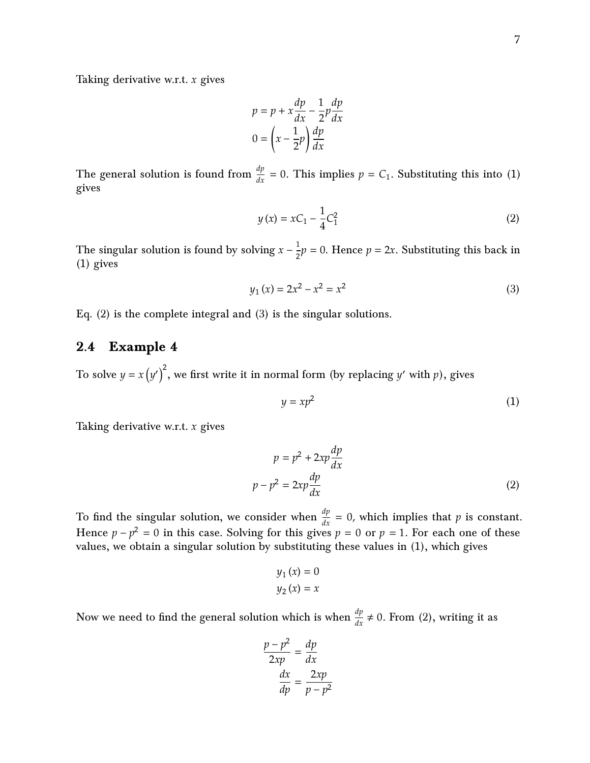Taking derivative w.r.t. $x$ gives

$$
\begin{aligned}
p &= p + x\frac{dp}{dx} - \frac{1}{2}p\frac{dp}{dx} \\
0 &= \left(x - \frac{1}{2}p\right)\frac{dp}{dx}
\end{aligned}
$$

The general solution is found from $\frac{dp}{dx} = 0$. This implies $p = C_1$. Substituting this into (1) gives

$$
y(x) = xC_1 - \frac{1}{4}C_1^2 \tag{2}
$$

The singular solution is found by solving $x - \frac{1}{2}p = 0$. Hence $p = 2x$. Substituting this back in (1) gives

$$
y_1(x) = 2x^2 - x^2 = x^2 \tag{3}
$$

Eq. (2) is the complete integral and (3) is the singular solutions.

## 2.4 Example 4

To solve $y = x\left(y'\right)^2$, we first write it in normal form (by replacing $y'$ with $p$), gives

$$
y = xp^2 \tag{1}
$$

Taking derivative w.r.t. $x$ gives

$$
\begin{aligned}
p &= p^2 + 2xp\frac{dp}{dx} \\
p - p^2 &= 2xp\frac{dp}{dx} \qquad (2)
\end{aligned}
$$

To find the singular solution, we consider when $\frac{dp}{dx} = 0$, which implies that $p$ is constant. Hence $p - p^2 = 0$ in this case. Solving for this gives $p = 0$ or $p = 1$. For each one of these values, we obtain a singular solution by substituting these values in (1), which gives

$$
\begin{aligned}
y_1(x) &= 0 \\
y_2(x) &= x
\end{aligned}
$$

Now we need to find the general solution which is when $\frac{dp}{dx} \neq 0$. From (2), writing it as

$$
\begin{aligned}
\frac{p - p^2}{2xp} &= \frac{dp}{dx} \\
\frac{dx}{dp} &= \frac{2xp}{p - p^2}
\end{aligned}
$$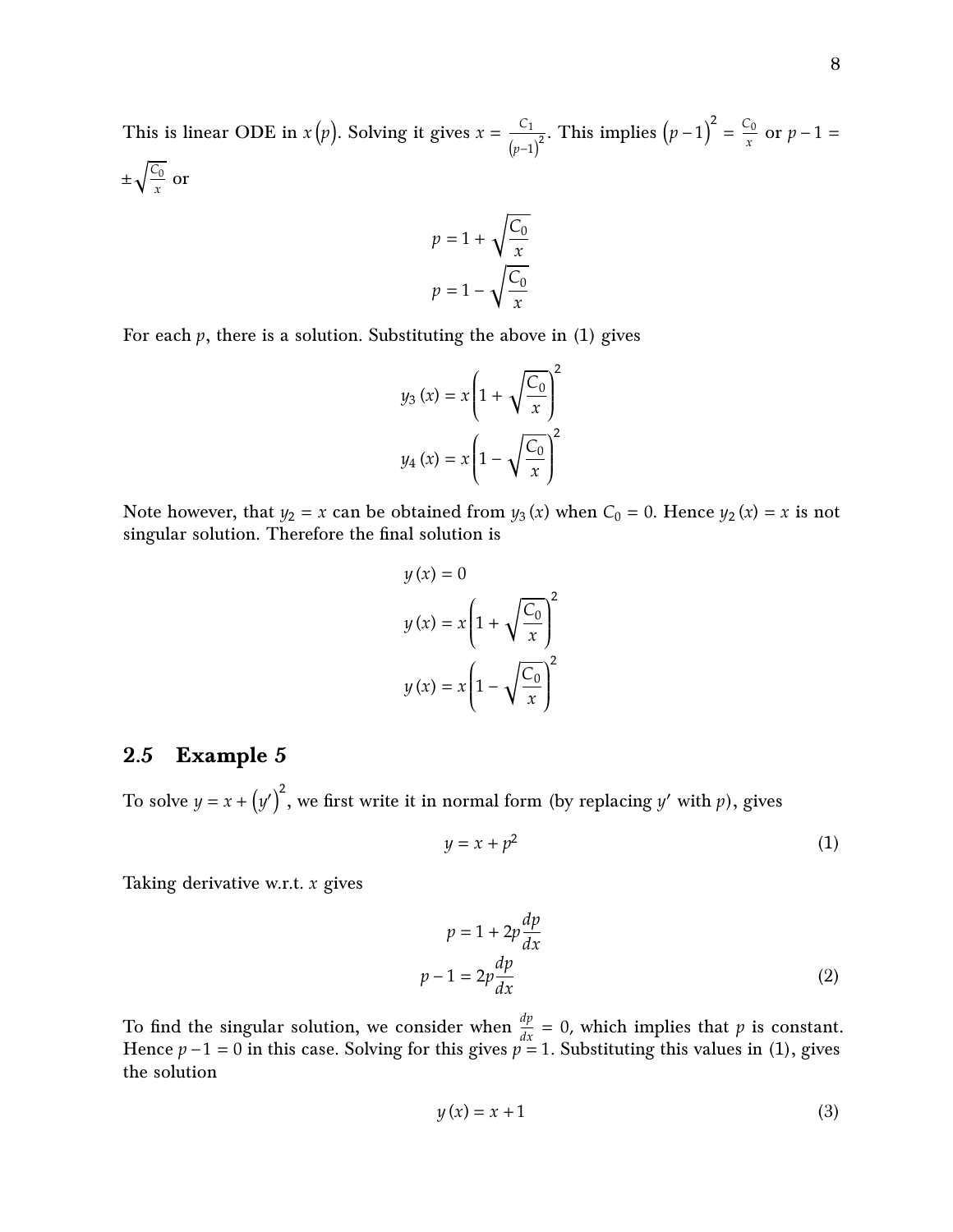This is linear ODE in $x(p)$. Solving it gives $x = \frac{C_1}{(p-1)^2}$. This implies $(p-1)^2 = \frac{C_0}{x}$ or $p - 1 = \pm\sqrt{\frac{C_0}{x}}$ or

$$
\begin{aligned}
p &= 1 + \sqrt{\frac{C_0}{x}} \\
p &= 1 - \sqrt{\frac{C_0}{x}}
\end{aligned}
$$

For each $p$, there is a solution. Substituting the above in (1) gives

$$
\begin{aligned}
y_3(x) &= x\left(1 + \sqrt{\frac{C_0}{x}}\right)^2 \\
y_4(x) &= x\left(1 - \sqrt{\frac{C_0}{x}}\right)^2
\end{aligned}
$$

Note however, that $y_2 = x$ can be obtained from $y_3(x)$ when $C_0 = 0$. Hence $y_2(x) = x$ is not singular solution. Therefore the final solution is

$$
\begin{aligned}
y(x) &= 0 \\
y(x) &= x\left(1 + \sqrt{\frac{C_0}{x}}\right)^2 \\
y(x) &= x\left(1 - \sqrt{\frac{C_0}{x}}\right)^2
\end{aligned}
$$

## 2.5 Example 5

To solve $y = x + (y')^2$, we first write it in normal form (by replacing $y'$ with $p$), gives

$$
y = x + p^2 \tag{1}
$$

Taking derivative w.r.t. $x$ gives

$$
\begin{aligned}
p &= 1 + 2p\frac{dp}{dx} \\
p - 1 &= 2p\frac{dp}{dx}
\end{aligned} \tag{2}
$$

To find the singular solution, we consider when $\frac{dp}{dx} = 0$, which implies that $p$ is constant. Hence $p - 1 = 0$ in this case. Solving for this gives $p = 1$. Substituting this values in (1), gives the solution

$$
y(x) = x + 1 \tag{3}
$$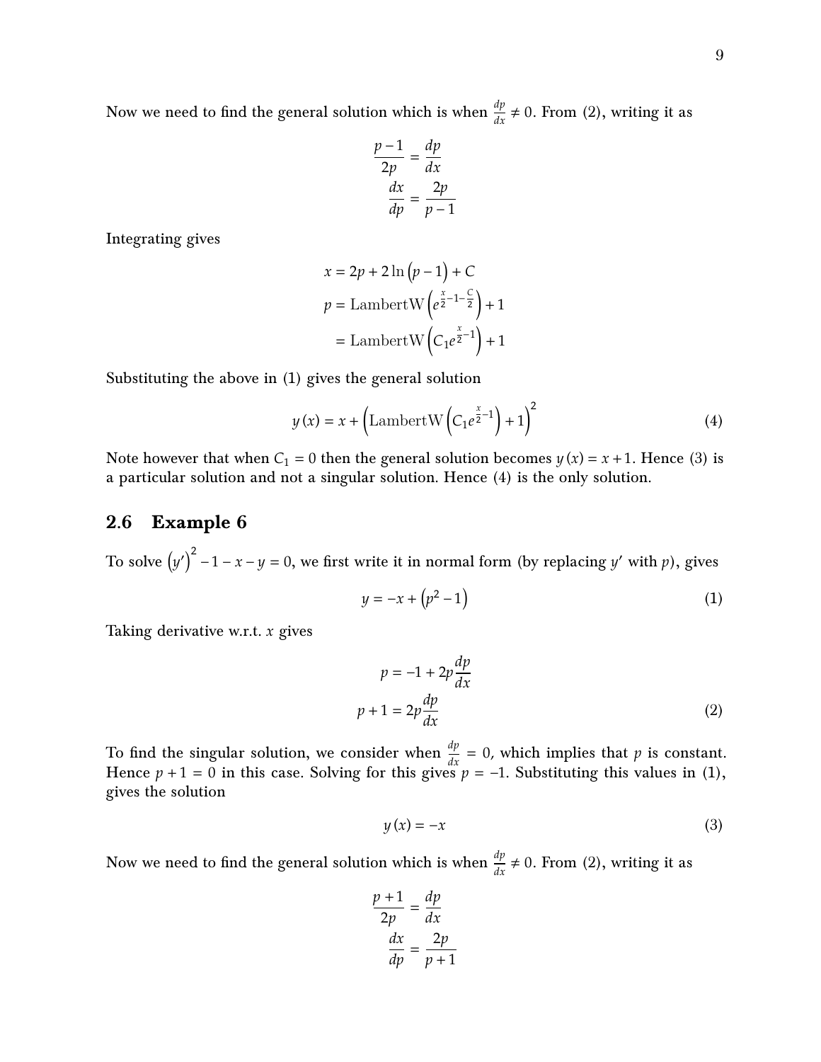Now we need to find the general solution which is when $\frac{dp}{dx} \neq 0$. From (2), writing it as

$$
\begin{aligned}
\frac{p-1}{2p} &= \frac{dp}{dx} \\
\frac{dx}{dp} &= \frac{2p}{p-1}
\end{aligned}
$$

Integrating gives

$$
\begin{aligned}
x &= 2p + 2\ln\left(p-1\right) + C \\
p &= \text{LambertW}\left(e^{\frac{x}{2}-1-\frac{C}{2}}\right) + 1 \\
&= \text{LambertW}\left(C_1 e^{\frac{x}{2}-1}\right) + 1
\end{aligned}
$$

Substituting the above in (1) gives the general solution

$$
y(x) = x + \left(\text{LambertW}\left(C_1 e^{\frac{x}{2}-1}\right) + 1\right)^2 \tag{4}
$$

Note however that when $C_1 = 0$ then the general solution becomes $y(x) = x + 1$. Hence (3) is a particular solution and not a singular solution. Hence (4) is the only solution.

## 2.6 Example 6

To solve $\left(y'\right)^2 - 1 - x - y = 0$, we first write it in normal form (by replacing $y'$ with $p$), gives

$$
y = -x + \left(p^2 - 1\right) \tag{1}
$$

Taking derivative w.r.t. $x$ gives

$$
\begin{aligned}
p &= -1 + 2p\frac{dp}{dx} \\
p + 1 &= 2p\frac{dp}{dx} \qquad (2)
\end{aligned}
$$

To find the singular solution, we consider when $\frac{dp}{dx} = 0$, which implies that $p$ is constant. Hence $p + 1 = 0$ in this case. Solving for this gives $p = -1$. Substituting this values in (1), gives the solution

$$
y(x) = -x \tag{3}
$$

Now we need to find the general solution which is when $\frac{dp}{dx} \neq 0$. From (2), writing it as

$$
\begin{aligned}
\frac{p+1}{2p} &= \frac{dp}{dx} \\
\frac{dx}{dp} &= \frac{2p}{p+1}
\end{aligned}
$$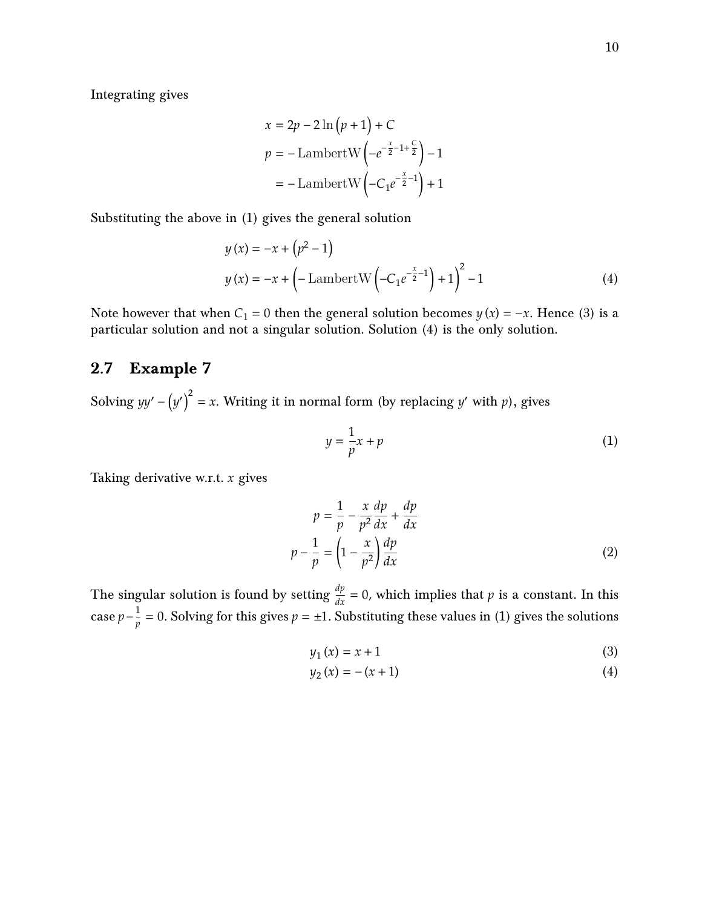Integrating gives

$$
\begin{aligned}
x &= 2p - 2\ln\left(p+1\right) + C \\
p &= -\operatorname{LambertW}\left(-e^{-\frac{x}{2}-1+\frac{C}{2}}\right) - 1 \\
&= -\operatorname{LambertW}\left(-C_1 e^{-\frac{x}{2}-1}\right) + 1
\end{aligned}
$$

Substituting the above in (1) gives the general solution

$$
\begin{aligned}
y(x) &= -x + \left(p^2 - 1\right) \\
y(x) &= -x + \left(-\operatorname{LambertW}\left(-C_1 e^{-\frac{x}{2}-1}\right) + 1\right)^2 - 1 \qquad (4)
\end{aligned}
$$

Note however that when $C_1 = 0$ then the general solution becomes $y(x) = -x$. Hence (3) is a particular solution and not a singular solution. Solution (4) is the only solution.

## 2.7 Example 7

Solving $yy' - \left(y'\right)^2 = x$. Writing it in normal form (by replacing $y'$ with $p$), gives

$$
y = \frac{1}{p}x + p \qquad (1)
$$

Taking derivative w.r.t. $x$ gives

$$
\begin{aligned}
p &= \frac{1}{p} - \frac{x}{p^2}\frac{dp}{dx} + \frac{dp}{dx} \\
p - \frac{1}{p} &= \left(1 - \frac{x}{p^2}\right)\frac{dp}{dx} \qquad (2)
\end{aligned}
$$

The singular solution is found by setting $\frac{dp}{dx} = 0$, which implies that $p$ is a constant. In this case $p - \frac{1}{p} = 0$. Solving for this gives $p = \pm 1$. Substituting these values in (1) gives the solutions

$$
\begin{aligned}
y_1(x) &= x + 1 \qquad (3) \\
y_2(x) &= -(x+1) \qquad (4)
\end{aligned}
$$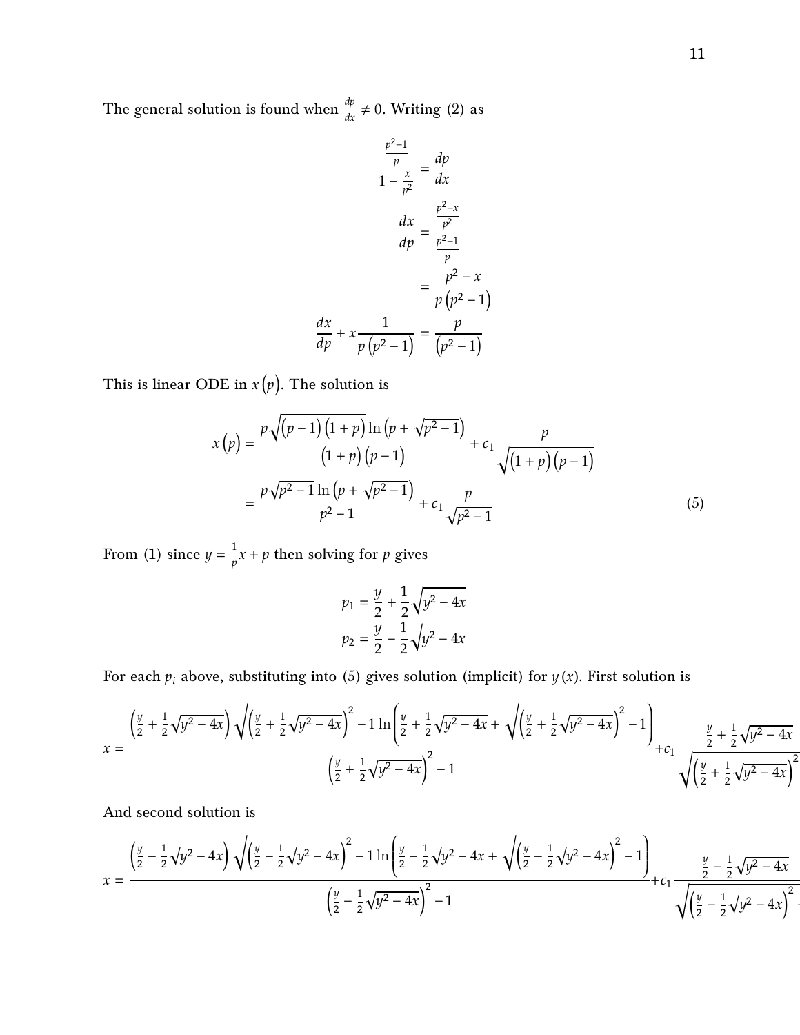The general solution is found when $\frac{dp}{dx} \neq 0$. Writing (2) as

$$
\begin{aligned}
\frac{\frac{p^2-1}{p}}{1-\frac{x}{p^2}} &= \frac{dp}{dx} \\
\frac{dx}{dp} &= \frac{\frac{p^2-x}{p^2}}{\frac{p^2-1}{p}} \\
&= \frac{p^2-x}{p\left(p^2-1\right)} \\
\frac{dx}{dp} + x\frac{1}{p\left(p^2-1\right)} &= \frac{p}{\left(p^2-1\right)}
\end{aligned}
$$

This is linear ODE in $x\left(p\right)$. The solution is

$$
\begin{aligned}
x\left(p\right) &= \frac{p\sqrt{\left(p-1\right)\left(1+p\right)}\ln\left(p+\sqrt{p^2-1}\right)}{\left(1+p\right)\left(p-1\right)} + c_1\frac{p}{\sqrt{\left(1+p\right)\left(p-1\right)}} \\
&= \frac{p\sqrt{p^2-1}\ln\left(p+\sqrt{p^2-1}\right)}{p^2-1} + c_1\frac{p}{\sqrt{p^2-1}} \qquad (5)
\end{aligned}
$$

From (1) since $y = \frac{1}{p}x + p$ then solving for $p$ gives

$$
\begin{aligned}
p_1 &= \frac{y}{2} + \frac{1}{2}\sqrt{y^2-4x} \\
p_2 &= \frac{y}{2} - \frac{1}{2}\sqrt{y^2-4x}
\end{aligned}
$$

For each $p_i$ above, substituting into (5) gives solution (implicit) for $y(x)$. First solution is

$$
x = \frac{\left(\frac{y}{2}+\frac{1}{2}\sqrt{y^2-4x}\right)\sqrt{\left(\frac{y}{2}+\frac{1}{2}\sqrt{y^2-4x}\right)^2-1}\,\ln\left(\frac{y}{2}+\frac{1}{2}\sqrt{y^2-4x}+\sqrt{\left(\frac{y}{2}+\frac{1}{2}\sqrt{y^2-4x}\right)^2-1}\right)}{\left(\frac{y}{2}+\frac{1}{2}\sqrt{y^2-4x}\right)^2-1} + c_1\frac{\frac{y}{2}+\frac{1}{2}\sqrt{y^2-4x}}{\sqrt{\left(\frac{y}{2}+\frac{1}{2}\sqrt{y^2-4x}\right)^2}}
$$

And second solution is

$$
x = \frac{\left(\frac{y}{2}-\frac{1}{2}\sqrt{y^2-4x}\right)\sqrt{\left(\frac{y}{2}-\frac{1}{2}\sqrt{y^2-4x}\right)^2-1}\,\ln\left(\frac{y}{2}-\frac{1}{2}\sqrt{y^2-4x}+\sqrt{\left(\frac{y}{2}-\frac{1}{2}\sqrt{y^2-4x}\right)^2-1}\right)}{\left(\frac{y}{2}-\frac{1}{2}\sqrt{y^2-4x}\right)^2-1} + c_1\frac{\frac{y}{2}-\frac{1}{2}\sqrt{y^2-4x}}{\sqrt{\left(\frac{y}{2}-\frac{1}{2}\sqrt{y^2-4x}\right)^2}}
$$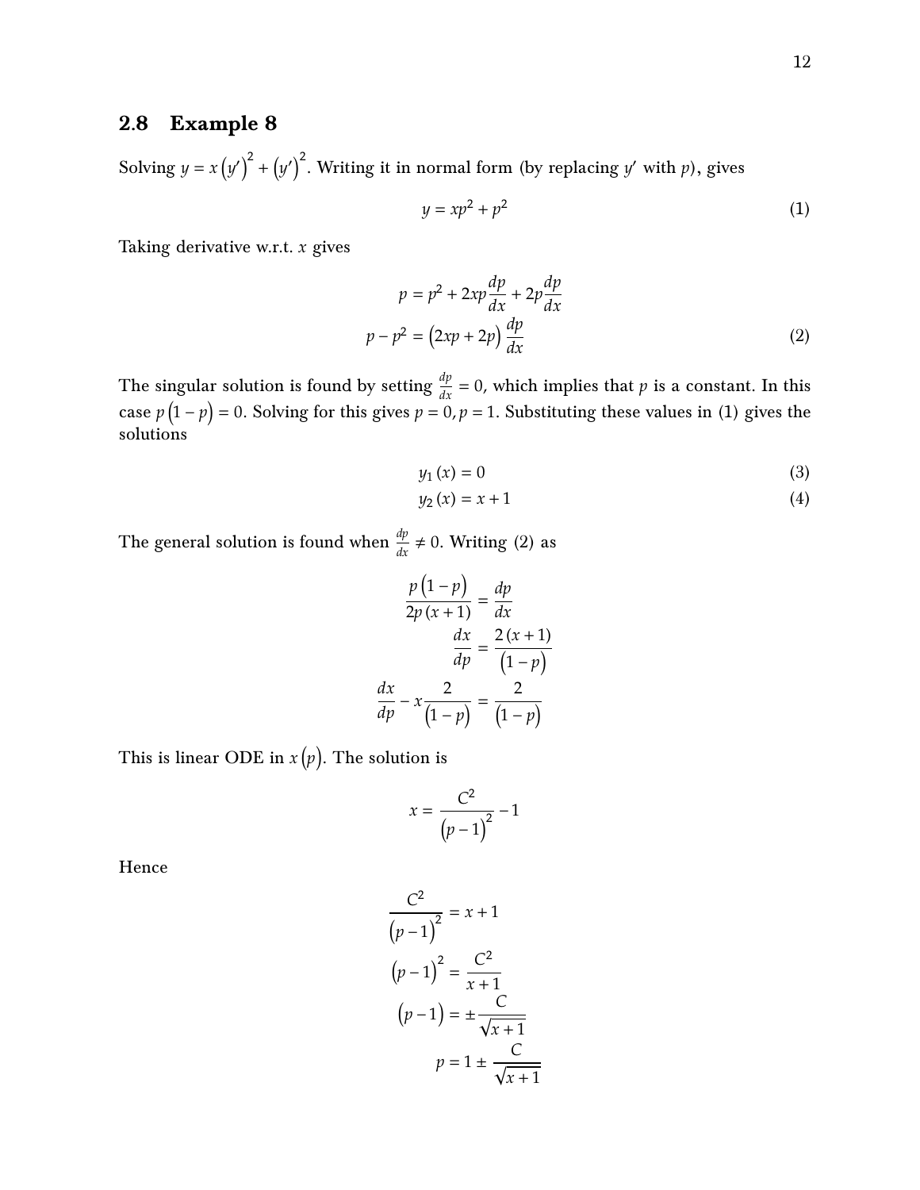## 2.8 Example 8

Solving $y = x\left(y'\right)^2 + \left(y'\right)^2$. Writing it in normal form (by replacing $y'$ with $p$), gives

$$y = xp^2 + p^2 \tag{1}$$

Taking derivative w.r.t. $x$ gives

$$\begin{aligned}
p &= p^2 + 2xp\frac{dp}{dx} + 2p\frac{dp}{dx} \\
p - p^2 &= \left(2xp + 2p\right)\frac{dp}{dx}
\end{aligned} \tag{2}$$

The singular solution is found by setting $\frac{dp}{dx} = 0$, which implies that $p$ is a constant. In this case $p\left(1 - p\right) = 0$. Solving for this gives $p = 0, p = 1$. Substituting these values in (1) gives the solutions

$$y_1(x) = 0 \tag{3}$$

$$y_2(x) = x + 1 \tag{4}$$

The general solution is found when $\frac{dp}{dx} \neq 0$. Writing (2) as

$$\begin{aligned}
\frac{p\left(1 - p\right)}{2p(x + 1)} &= \frac{dp}{dx} \\
\frac{dx}{dp} &= \frac{2(x + 1)}{\left(1 - p\right)} \\
\frac{dx}{dp} - x\frac{2}{\left(1 - p\right)} &= \frac{2}{\left(1 - p\right)}
\end{aligned}$$

This is linear ODE in $x\left(p\right)$. The solution is

$$x = \frac{C^2}{\left(p - 1\right)^2} - 1$$

Hence

$$\begin{aligned}
\frac{C^2}{\left(p - 1\right)^2} &= x + 1 \\
\left(p - 1\right)^2 &= \frac{C^2}{x + 1} \\
\left(p - 1\right) &= \pm\frac{C}{\sqrt{x + 1}} \\
p &= 1 \pm \frac{C}{\sqrt{x + 1}}
\end{aligned}$$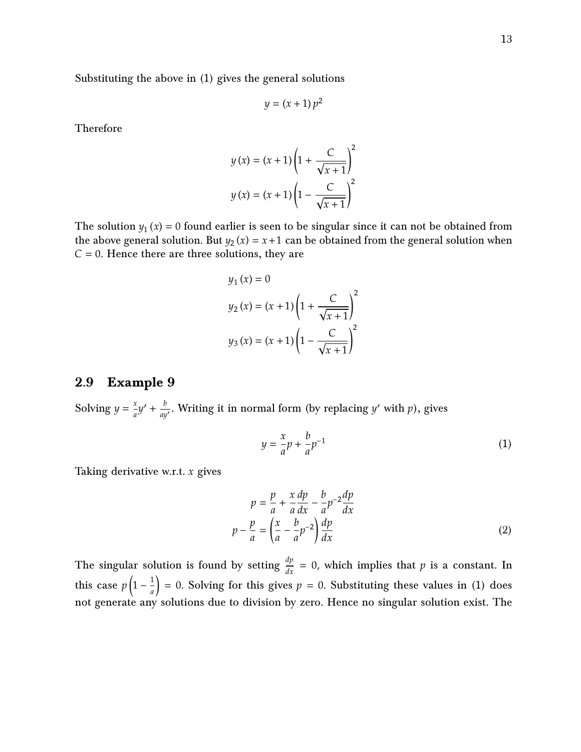Substituting the above in (1) gives the general solutions

$$y = (x+1)\,p^2$$

Therefore

$$y(x) = (x+1)\left(1 + \frac{C}{\sqrt{x+1}}\right)^2$$
$$y(x) = (x+1)\left(1 - \frac{C}{\sqrt{x+1}}\right)^2$$

The solution $y_1(x) = 0$ found earlier is seen to be singular since it can not be obtained from the above general solution. But $y_2(x) = x+1$ can be obtained from the general solution when $C = 0$. Hence there are three solutions, they are

$$y_1(x) = 0$$
$$y_2(x) = (x+1)\left(1 + \frac{C}{\sqrt{x+1}}\right)^2$$
$$y_3(x) = (x+1)\left(1 - \frac{C}{\sqrt{x+1}}\right)^2$$

## 2.9 Example 9

Solving $y = \frac{x}{a}y' + \frac{b}{ay'}$. Writing it in normal form (by replacing $y'$ with $p$), gives

$$y = \frac{x}{a}p + \frac{b}{a}p^{-1} \tag{1}$$

Taking derivative w.r.t. $x$ gives

$$p = \frac{p}{a} + \frac{x}{a}\frac{dp}{dx} - \frac{b}{a}p^{-2}\frac{dp}{dx}$$
$$p - \frac{p}{a} = \left(\frac{x}{a} - \frac{b}{a}p^{-2}\right)\frac{dp}{dx} \tag{2}$$

The singular solution is found by setting $\frac{dp}{dx} = 0$, which implies that $p$ is a constant. In this case $p\left(1 - \frac{1}{a}\right) = 0$. Solving for this gives $p = 0$. Substituting these values in (1) does not generate any solutions due to division by zero. Hence no singular solution exist. The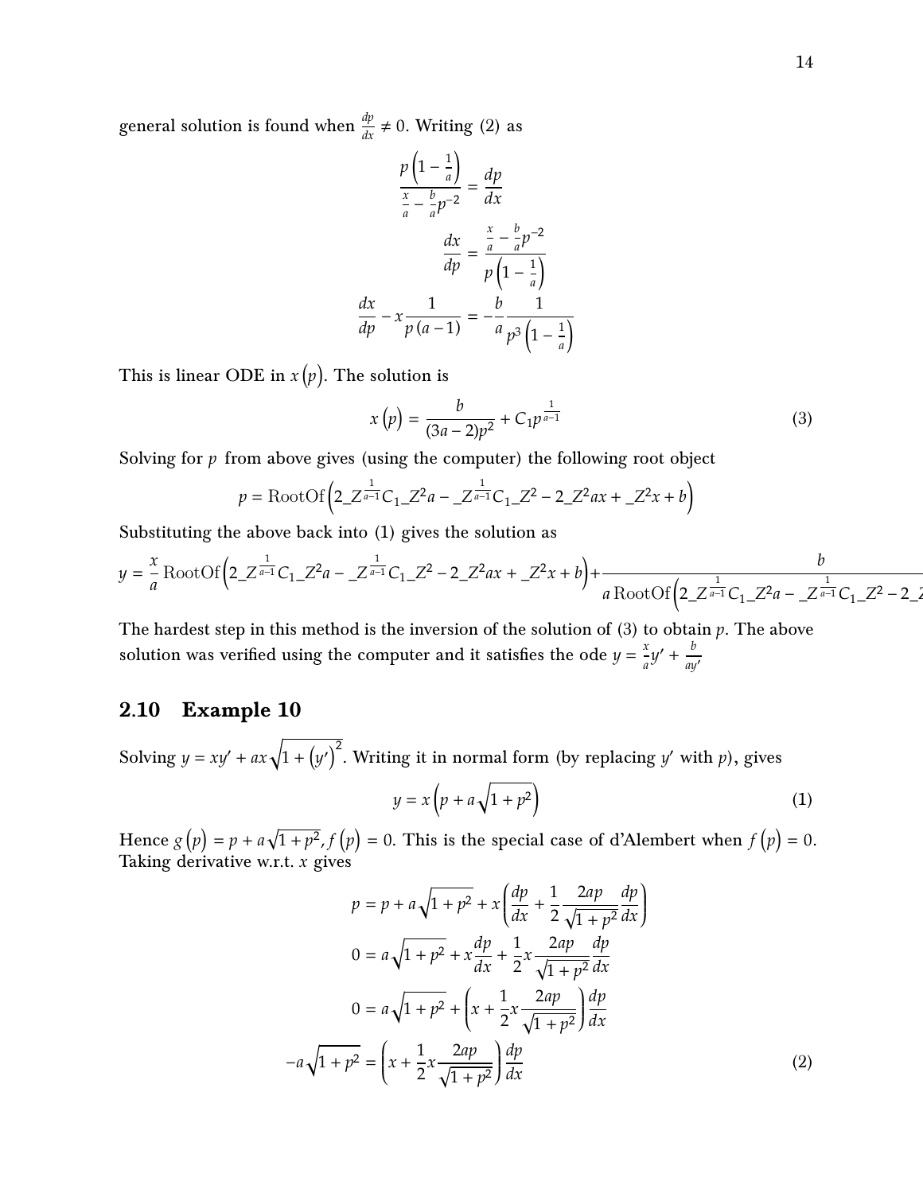general solution is found when $\frac{dp}{dx} \neq 0$. Writing (2) as

$$\frac{p\left(1-\frac{1}{a}\right)}{\frac{x}{a}-\frac{b}{a}p^{-2}} = \frac{dp}{dx}$$

$$\frac{dx}{dp} = \frac{\frac{x}{a}-\frac{b}{a}p^{-2}}{p\left(1-\frac{1}{a}\right)}$$

$$\frac{dx}{dp} - x\frac{1}{p(a-1)} = -\frac{b}{a}\frac{1}{p^3\left(1-\frac{1}{a}\right)}$$

This is linear ODE in $x(p)$. The solution is

$$x(p) = \frac{b}{(3a-2)p^2} + C_1 p^{\frac{1}{a-1}} \tag{3}$$

Solving for $p$ from above gives (using the computer) the following root object

$$p = \operatorname{RootOf}\left(2\_Z^{\frac{1}{a-1}}C_1\_Z^2 a - \_Z^{\frac{1}{a-1}}C_1\_Z^2 - 2\_Z^2 ax + \_Z^2 x + b\right)$$

Substituting the above back into (1) gives the solution as

$$y = \frac{x}{a}\operatorname{RootOf}\left(2\_Z^{\frac{1}{a-1}}C_1\_Z^2 a - \_Z^{\frac{1}{a-1}}C_1\_Z^2 - 2\_Z^2 ax + \_Z^2 x + b\right) + \frac{b}{a\operatorname{RootOf}\left(2\_Z^{\frac{1}{a-1}}C_1\_Z^2 a - \_Z^{\frac{1}{a-1}}C_1\_Z^2 - 2\_Z\right.}$$

The hardest step in this method is the inversion of the solution of (3) to obtain $p$. The above solution was verified using the computer and it satisfies the ode $y = \frac{x}{a}y' + \frac{b}{ay'}$

## 2.10 Example 10

Solving $y = xy' + ax\sqrt{1+(y')^2}$. Writing it in normal form (by replacing $y'$ with $p$), gives

$$y = x\left(p + a\sqrt{1+p^2}\right) \tag{1}$$

Hence $g(p) = p + a\sqrt{1+p^2}, f(p) = 0$. This is the special case of d'Alembert when $f(p) = 0$. Taking derivative w.r.t. $x$ gives

$$p = p + a\sqrt{1+p^2} + x\left(\frac{dp}{dx} + \frac{1}{2}\frac{2ap}{\sqrt{1+p^2}}\frac{dp}{dx}\right)$$

$$0 = a\sqrt{1+p^2} + x\frac{dp}{dx} + \frac{1}{2}x\frac{2ap}{\sqrt{1+p^2}}\frac{dp}{dx}$$

$$0 = a\sqrt{1+p^2} + \left(x + \frac{1}{2}x\frac{2ap}{\sqrt{1+p^2}}\right)\frac{dp}{dx}$$

$$-a\sqrt{1+p^2} = \left(x + \frac{1}{2}x\frac{2ap}{\sqrt{1+p^2}}\right)\frac{dp}{dx} \tag{2}$$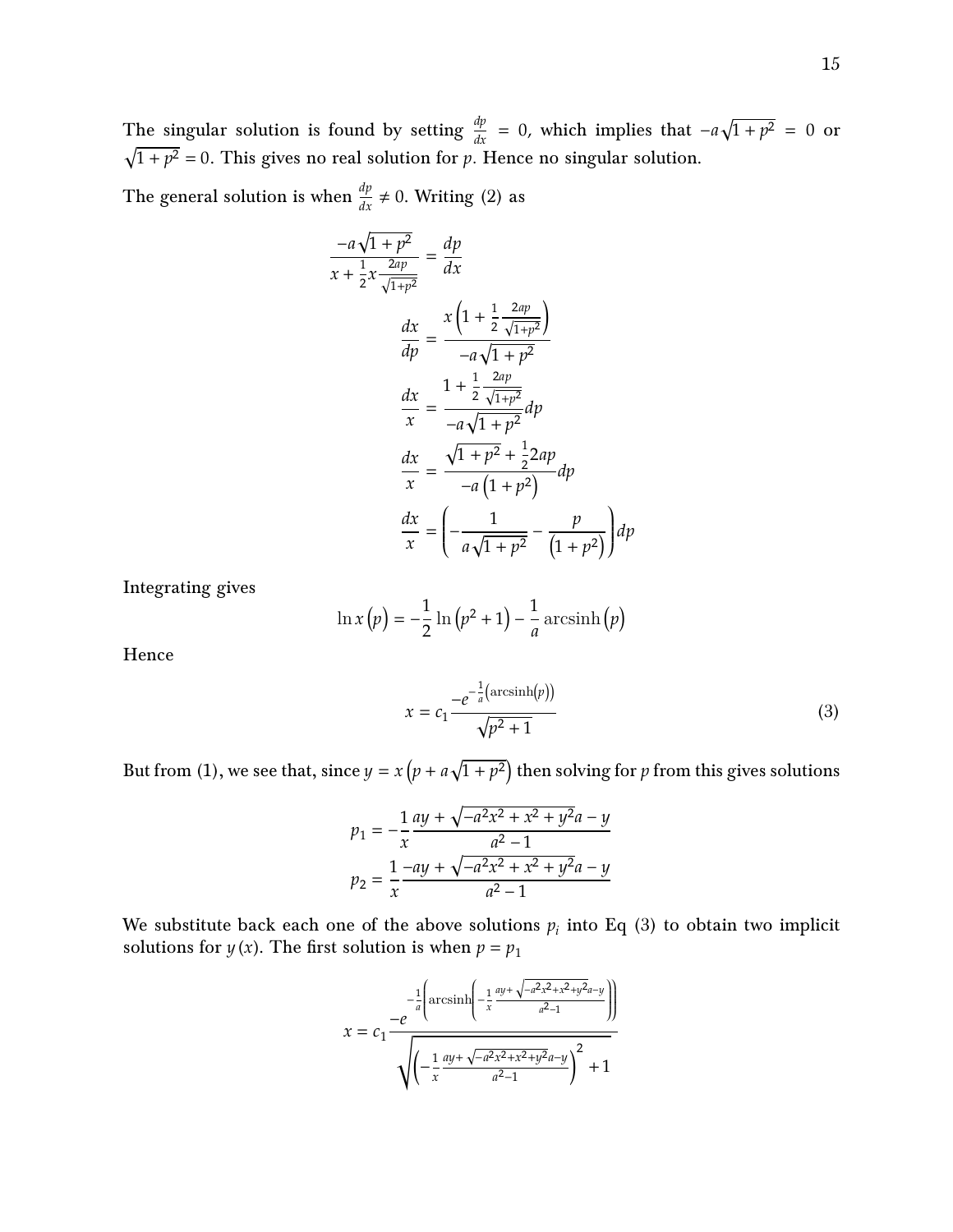The singular solution is found by setting $\frac{dp}{dx} = 0$, which implies that $-a\sqrt{1+p^2} = 0$ or $\sqrt{1+p^2} = 0$. This gives no real solution for $p$. Hence no singular solution.

The general solution is when $\frac{dp}{dx} \neq 0$. Writing (2) as

$$
\begin{aligned}
\frac{-a\sqrt{1+p^2}}{x + \frac{1}{2}x\frac{2ap}{\sqrt{1+p^2}}} &= \frac{dp}{dx} \\
\frac{dx}{dp} &= \frac{x\left(1 + \frac{1}{2}\frac{2ap}{\sqrt{1+p^2}}\right)}{-a\sqrt{1+p^2}} \\
\frac{dx}{x} &= \frac{1 + \frac{1}{2}\frac{2ap}{\sqrt{1+p^2}}}{-a\sqrt{1+p^2}}dp \\
\frac{dx}{x} &= \frac{\sqrt{1+p^2} + \frac{1}{2}2ap}{-a\left(1+p^2\right)}dp \\
\frac{dx}{x} &= \left(-\frac{1}{a\sqrt{1+p^2}} - \frac{p}{\left(1+p^2\right)}\right)dp
\end{aligned}
$$

Integrating gives

$$
\ln x\left(p\right) = -\frac{1}{2}\ln\left(p^2+1\right) - \frac{1}{a}\operatorname{arcsinh}\left(p\right)
$$

Hence

$$
x = c_1 \frac{-e^{-\frac{1}{a}\left(\operatorname{arcsinh}\left(p\right)\right)}}{\sqrt{p^2+1}} \tag{3}
$$

But from (1), we see that, since $y = x\left(p + a\sqrt{1+p^2}\right)$ then solving for $p$ from this gives solutions

$$
\begin{aligned}
p_1 &= -\frac{1}{x}\frac{ay + \sqrt{-a^2x^2 + x^2 + y^2}a - y}{a^2-1} \\
p_2 &= \frac{1}{x}\frac{-ay + \sqrt{-a^2x^2 + x^2 + y^2}a - y}{a^2-1}
\end{aligned}
$$

We substitute back each one of the above solutions $p_i$ into Eq (3) to obtain two implicit solutions for $y(x)$. The first solution is when $p = p_1$

$$
x = c_1 \frac{-e^{-\frac{1}{a}\left(\operatorname{arcsinh}\left(-\frac{1}{x}\frac{ay+\sqrt{-a^2x^2+x^2+y^2}a-y}{a^2-1}\right)\right)}}{\sqrt{\left(-\frac{1}{x}\frac{ay+\sqrt{-a^2x^2+x^2+y^2}a-y}{a^2-1}\right)^2+1}}
$$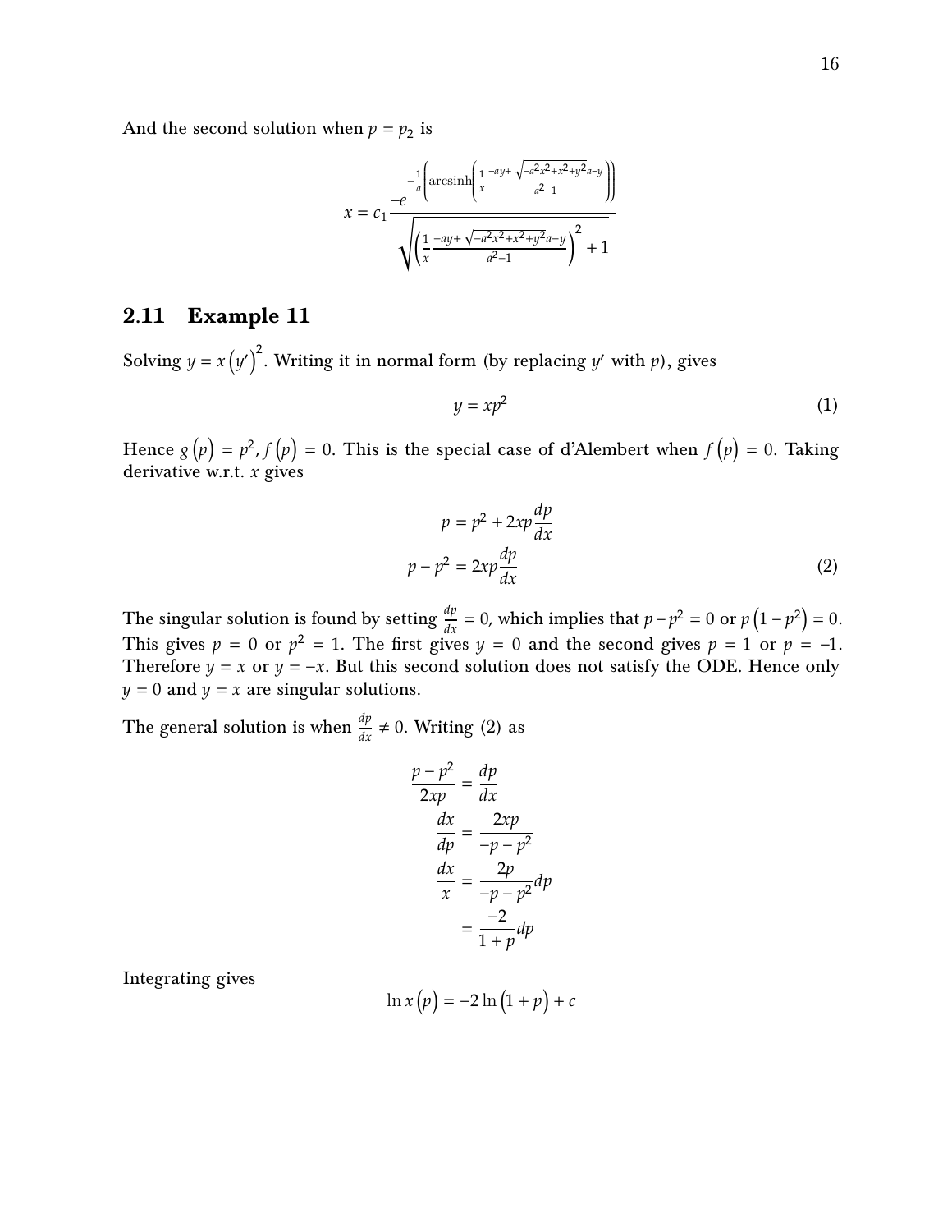And the second solution when $p = p_2$ is

$$x = c_1 \frac{-e^{-\frac{1}{a}\left(\operatorname{arcsinh}\left(\frac{1}{x}\frac{-ay+\sqrt{-a^2x^2+x^2+y^2}a-y}{a^2-1}\right)\right)}}{\sqrt{\left(\frac{1}{x}\frac{-ay+\sqrt{-a^2x^2+x^2+y^2}a-y}{a^2-1}\right)^2+1}}$$

## 2.11 Example 11

Solving $y = x\left(y'\right)^2$. Writing it in normal form (by replacing $y'$ with $p$), gives

$$y = xp^2 \tag{1}$$

Hence $g\left(p\right) = p^2, f\left(p\right) = 0$. This is the special case of d'Alembert when $f\left(p\right) = 0$. Taking derivative w.r.t. $x$ gives

$$\begin{aligned} p &= p^2 + 2xp\frac{dp}{dx} \\ p - p^2 &= 2xp\frac{dp}{dx} \end{aligned} \tag{2}$$

The singular solution is found by setting $\frac{dp}{dx} = 0$, which implies that $p - p^2 = 0$ or $p\left(1 - p^2\right) = 0$. This gives $p = 0$ or $p^2 = 1$. The first gives $y = 0$ and the second gives $p = 1$ or $p = -1$. Therefore $y = x$ or $y = -x$. But this second solution does not satisfy the ODE. Hence only $y = 0$ and $y = x$ are singular solutions.

The general solution is when $\frac{dp}{dx} \neq 0$. Writing (2) as

$$\begin{aligned} \frac{p - p^2}{2xp} &= \frac{dp}{dx} \\ \frac{dx}{dp} &= \frac{2xp}{-p - p^2} \\ \frac{dx}{x} &= \frac{2p}{-p - p^2}dp \\ &= \frac{-2}{1 + p}dp \end{aligned}$$

Integrating gives

$$\ln x\left(p\right) = -2\ln\left(1 + p\right) + c$$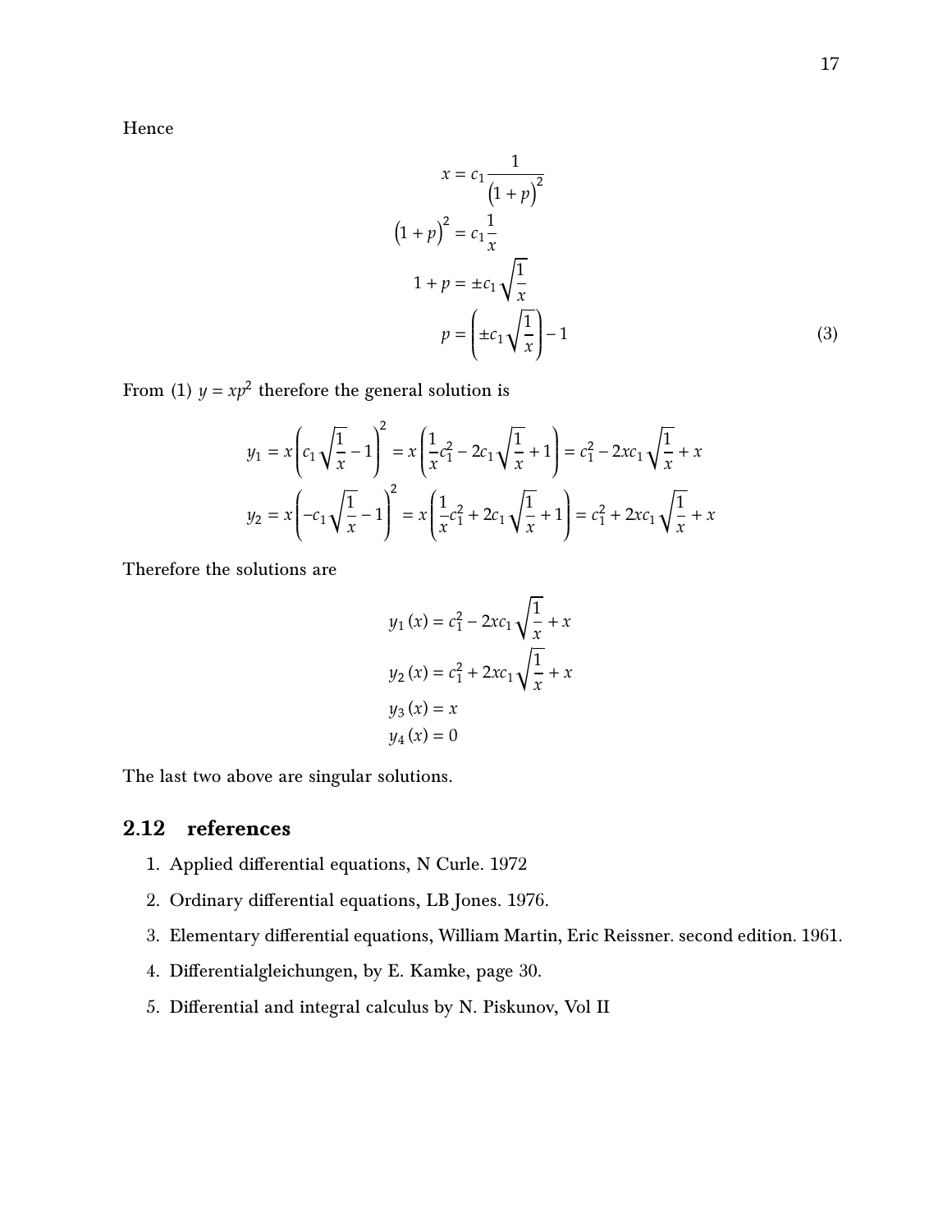Hence

$$
\begin{aligned}
x &= c_1 \frac{1}{\left(1+p\right)^2} \\
\left(1+p\right)^2 &= c_1 \frac{1}{x} \\
1+p &= \pm c_1 \sqrt{\frac{1}{x}} \\
p &= \left(\pm c_1 \sqrt{\frac{1}{x}}\right) - 1
\end{aligned} \tag{3}
$$

From (1) $y = xp^2$ therefore the general solution is

$$
\begin{aligned}
y_1 &= x\left(c_1\sqrt{\frac{1}{x}} - 1\right)^2 = x\left(\frac{1}{x}c_1^2 - 2c_1\sqrt{\frac{1}{x}} + 1\right) = c_1^2 - 2xc_1\sqrt{\frac{1}{x}} + x \\
y_2 &= x\left(-c_1\sqrt{\frac{1}{x}} - 1\right)^2 = x\left(\frac{1}{x}c_1^2 + 2c_1\sqrt{\frac{1}{x}} + 1\right) = c_1^2 + 2xc_1\sqrt{\frac{1}{x}} + x
\end{aligned}
$$

Therefore the solutions are

$$
\begin{aligned}
y_1(x) &= c_1^2 - 2xc_1\sqrt{\frac{1}{x}} + x \\
y_2(x) &= c_1^2 + 2xc_1\sqrt{\frac{1}{x}} + x \\
y_3(x) &= x \\
y_4(x) &= 0
\end{aligned}
$$

The last two above are singular solutions.

## 2.12 references

1. Applied differential equations, N Curle. 1972
2. Ordinary differential equations, LB Jones. 1976.
3. Elementary differential equations, William Martin, Eric Reissner. second edition. 1961.
4. Differentialgleichungen, by E. Kamke, page 30.
5. Differential and integral calculus by N. Piskunov, Vol II